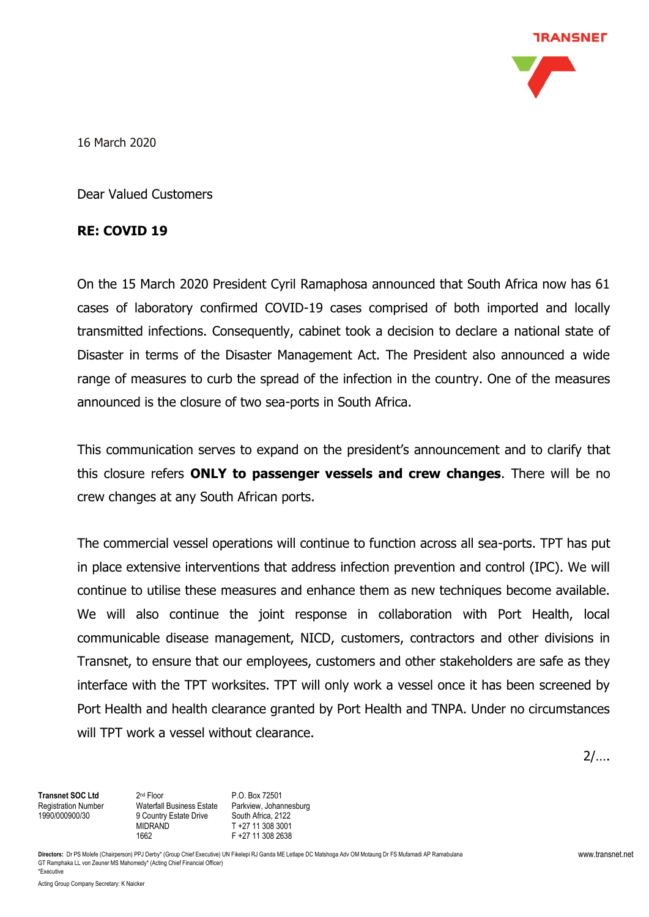16 March 2020

Dear Valued Customers

**RE: COVID 19**

On the 15 March 2020 President Cyril Ramaphosa announced that South Africa now has 61 cases of laboratory confirmed COVID-19 cases comprised of both imported and locally transmitted infections. Consequently, cabinet took a decision to declare a national state of Disaster in terms of the Disaster Management Act. The President also announced a wide range of measures to curb the spread of the infection in the country. One of the measures announced is the closure of two sea-ports in South Africa.

This communication serves to expand on the president's announcement and to clarify that this closure refers **ONLY to passenger vessels and crew changes**. There will be no crew changes at any South African ports.

The commercial vessel operations will continue to function across all sea-ports. TPT has put in place extensive interventions that address infection prevention and control (IPC). We will continue to utilise these measures and enhance them as new techniques become available. We will also continue the joint response in collaboration with Port Health, local communicable disease management, NICD, customers, contractors and other divisions in Transnet, to ensure that our employees, customers and other stakeholders are safe as they interface with the TPT worksites. TPT will only work a vessel once it has been screened by Port Health and health clearance granted by Port Health and TNPA. Under no circumstances will TPT work a vessel without clearance.

2/….

**Transnet SOC Ltd**
Registration Number
1990/000900/30

2nd Floor
Waterfall Business Estate
9 Country Estate Drive
MIDRAND
1662

P.O. Box 72501
Parkview, Johannesburg
South Africa, 2122
T +27 11 308 3001
F +27 11 308 2638

**Directors:** Dr PS Molefe (Chairperson) PPJ Derby* (Group Chief Executive) UN Fikelepi RJ Ganda ME Letlape DC Matshoga Adv OM Motaung Dr FS Mufamadi AP Ramabulana GT Ramphaka LL von Zeuner MS Mahomedy* (Acting Chief Financial Officer)
*Executive

Acting Group Company Secretary: K Naicker

www.transnet.net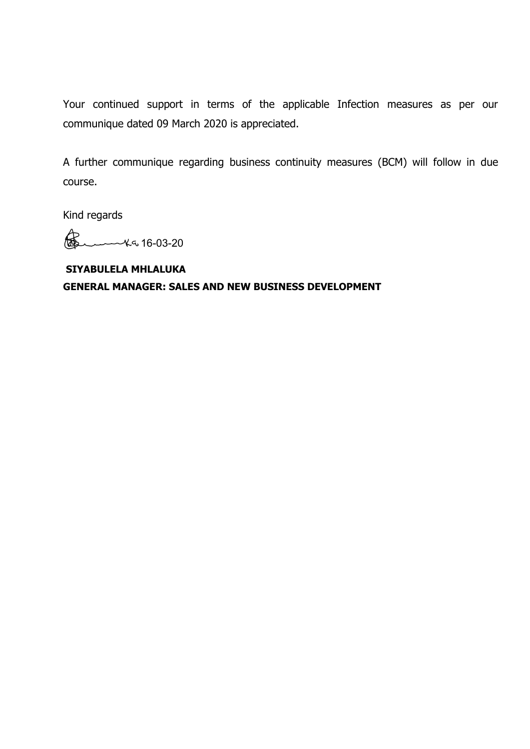Your continued support in terms of the applicable Infection measures as per our communique dated 09 March 2020 is appreciated.

A further communique regarding business continuity measures (BCM) will follow in due course.

Kind regards

16-03-20

**SIYABULELA MHLALUKA**
**GENERAL MANAGER: SALES AND NEW BUSINESS DEVELOPMENT**